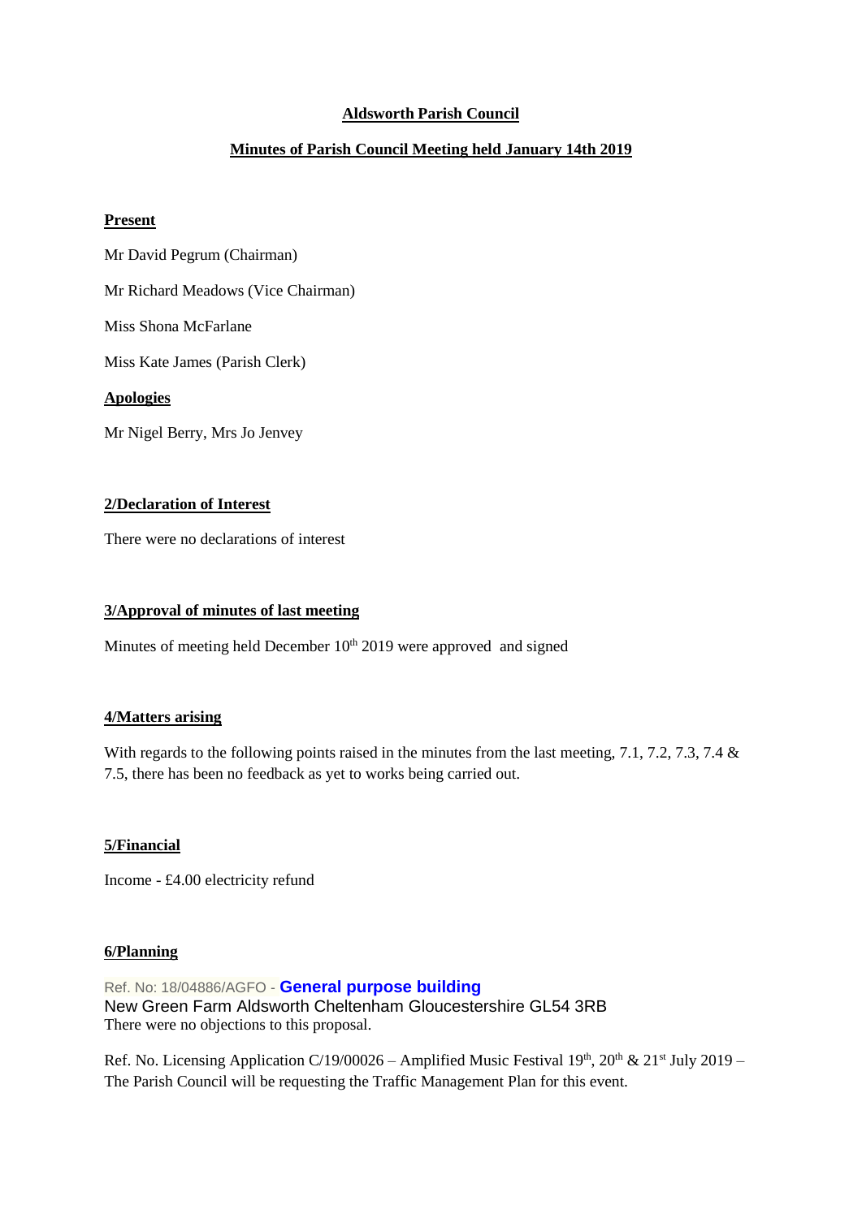**Aldsworth Parish Council**

**Minutes of Parish Council Meeting held January 14th 2019**

**Present**

Mr David Pegrum (Chairman)

Mr Richard Meadows (Vice Chairman)

Miss Shona McFarlane

Miss Kate James (Parish Clerk)

**Apologies**

Mr Nigel Berry, Mrs Jo Jenvey

**2/Declaration of Interest**

There were no declarations of interest

**3/Approval of minutes of last meeting**

Minutes of meeting held December 10th 2019 were approved and signed

**4/Matters arising**

With regards to the following points raised in the minutes from the last meeting, 7.1, 7.2, 7.3, 7.4 & 7.5, there has been no feedback as yet to works being carried out.

**5/Financial**

Income - £4.00 electricity refund

**6/Planning**

Ref. No: 18/04886/AGFO - **General purpose building**
New Green Farm Aldsworth Cheltenham Gloucestershire GL54 3RB
There were no objections to this proposal.

Ref. No. Licensing Application C/19/00026 – Amplified Music Festival 19th, 20th & 21st July 2019 – The Parish Council will be requesting the Traffic Management Plan for this event.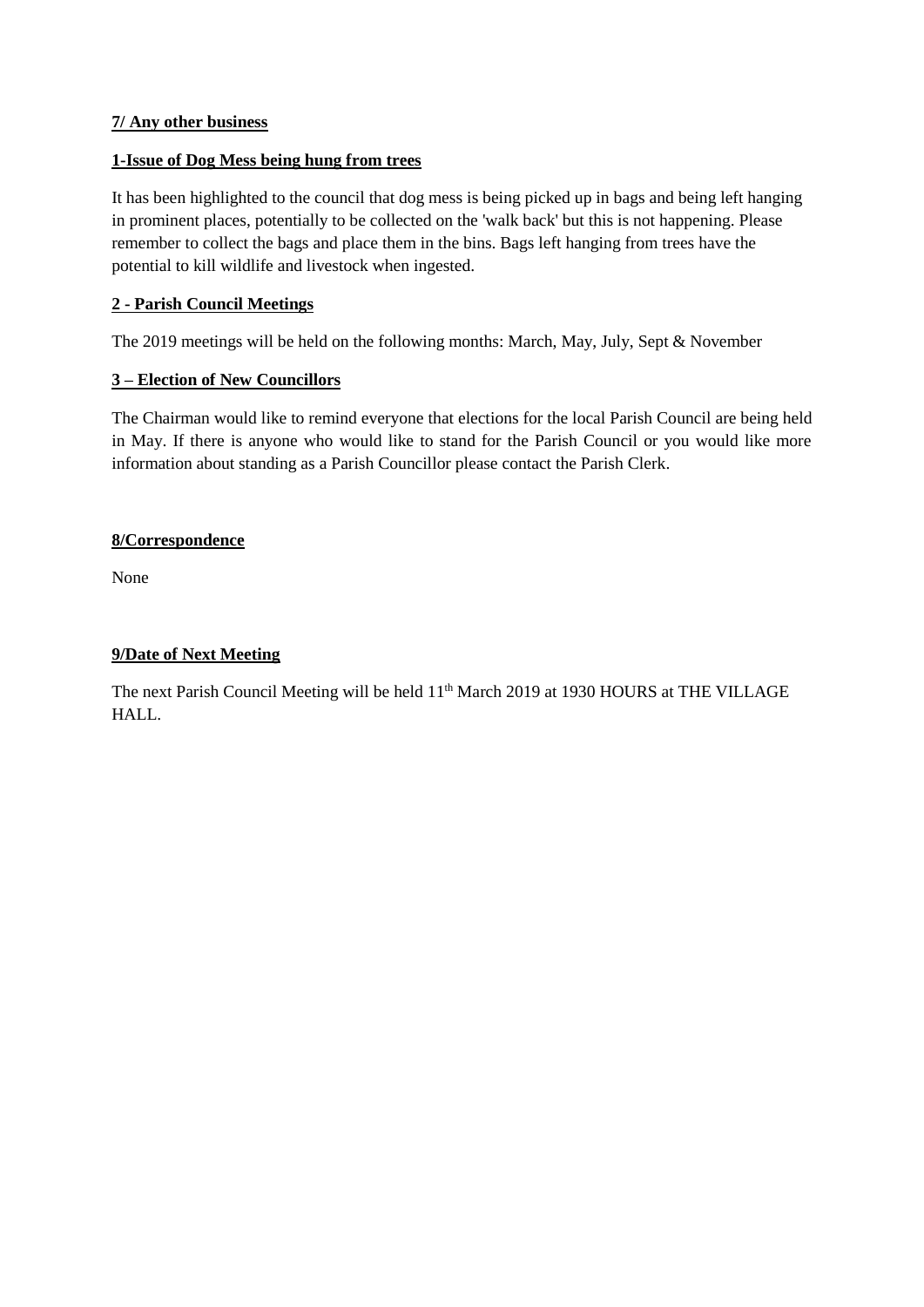**7/ Any other business**

**1-Issue of Dog Mess being hung from trees**

It has been highlighted to the council that dog mess is being picked up in bags and being left hanging in prominent places, potentially to be collected on the 'walk back' but this is not happening. Please remember to collect the bags and place them in the bins. Bags left hanging from trees have the potential to kill wildlife and livestock when ingested.

**2 - Parish Council Meetings**

The 2019 meetings will be held on the following months: March, May, July, Sept & November

**3 – Election of New Councillors**

The Chairman would like to remind everyone that elections for the local Parish Council are being held in May. If there is anyone who would like to stand for the Parish Council or you would like more information about standing as a Parish Councillor please contact the Parish Clerk.

**8/Correspondence**

None

**9/Date of Next Meeting**

The next Parish Council Meeting will be held 11th March 2019 at 1930 HOURS at THE VILLAGE HALL.